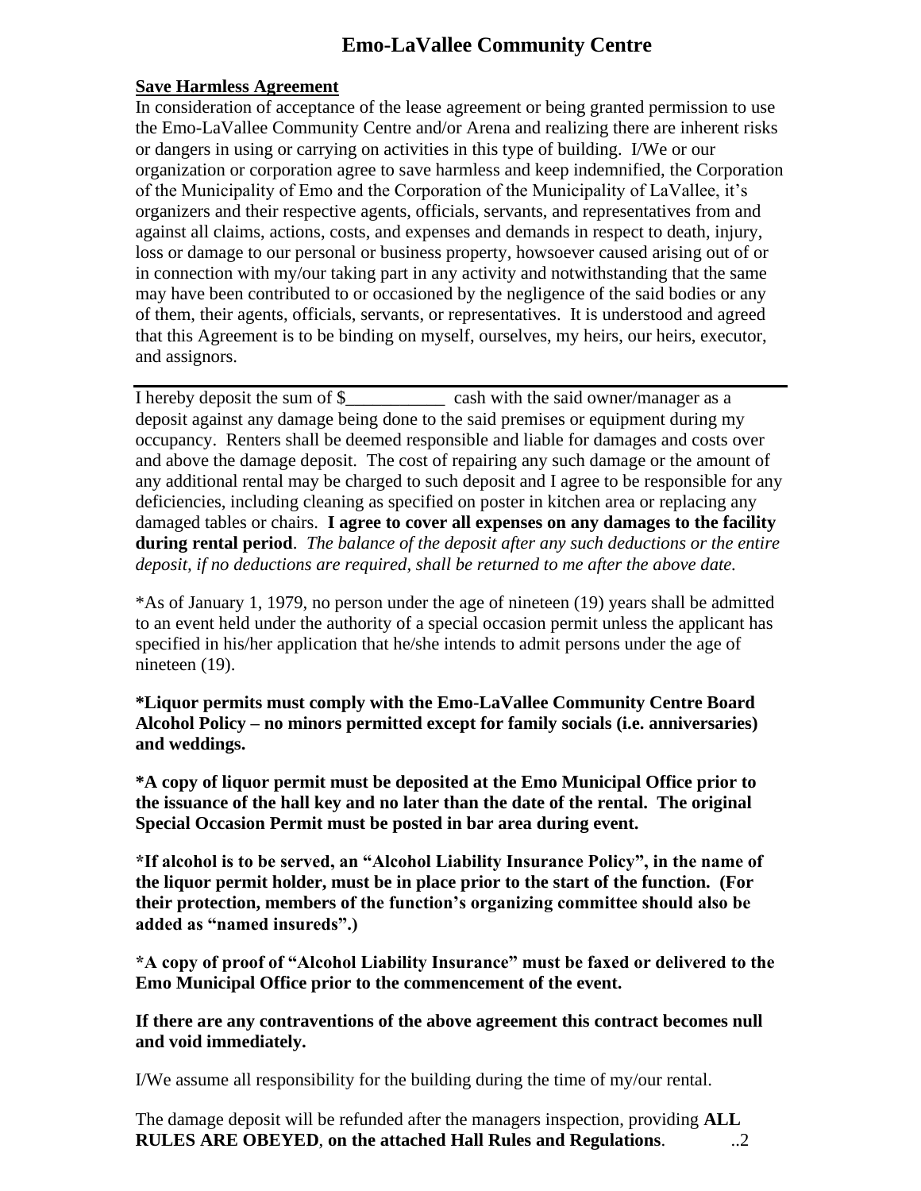# Emo-LaVallee Community Centre

**Save Harmless Agreement**

In consideration of acceptance of the lease agreement or being granted permission to use the Emo-LaVallee Community Centre and/or Arena and realizing there are inherent risks or dangers in using or carrying on activities in this type of building. I/We or our organization or corporation agree to save harmless and keep indemnified, the Corporation of the Municipality of Emo and the Corporation of the Municipality of LaVallee, it's organizers and their respective agents, officials, servants, and representatives from and against all claims, actions, costs, and expenses and demands in respect to death, injury, loss or damage to our personal or business property, howsoever caused arising out of or in connection with my/our taking part in any activity and notwithstanding that the same may have been contributed to or occasioned by the negligence of the said bodies or any of them, their agents, officials, servants, or representatives. It is understood and agreed that this Agreement is to be binding on myself, ourselves, my heirs, our heirs, executor, and assignors.

---

I hereby deposit the sum of $___________ cash with the said owner/manager as a deposit against any damage being done to the said premises or equipment during my occupancy. Renters shall be deemed responsible and liable for damages and costs over and above the damage deposit. The cost of repairing any such damage or the amount of any additional rental may be charged to such deposit and I agree to be responsible for any deficiencies, including cleaning as specified on poster in kitchen area or replacing any damaged tables or chairs. **I agree to cover all expenses on any damages to the facility during rental period**. *The balance of the deposit after any such deductions or the entire deposit, if no deductions are required, shall be returned to me after the above date.*

*As of January 1, 1979, no person under the age of nineteen (19) years shall be admitted to an event held under the authority of a special occasion permit unless the applicant has specified in his/her application that he/she intends to admit persons under the age of nineteen (19).

**\*Liquor permits must comply with the Emo-LaVallee Community Centre Board Alcohol Policy – no minors permitted except for family socials (i.e. anniversaries) and weddings.**

**\*A copy of liquor permit must be deposited at the Emo Municipal Office prior to the issuance of the hall key and no later than the date of the rental. The original Special Occasion Permit must be posted in bar area during event.**

**\*If alcohol is to be served, an "Alcohol Liability Insurance Policy", in the name of the liquor permit holder, must be in place prior to the start of the function. (For their protection, members of the function's organizing committee should also be added as "named insureds".)**

**\*A copy of proof of "Alcohol Liability Insurance" must be faxed or delivered to the Emo Municipal Office prior to the commencement of the event.**

**If there are any contraventions of the above agreement this contract becomes null and void immediately.**

I/We assume all responsibility for the building during the time of my/our rental.

The damage deposit will be refunded after the managers inspection, providing **ALL RULES ARE OBEYED**, **on the attached Hall Rules and Regulations**. ..2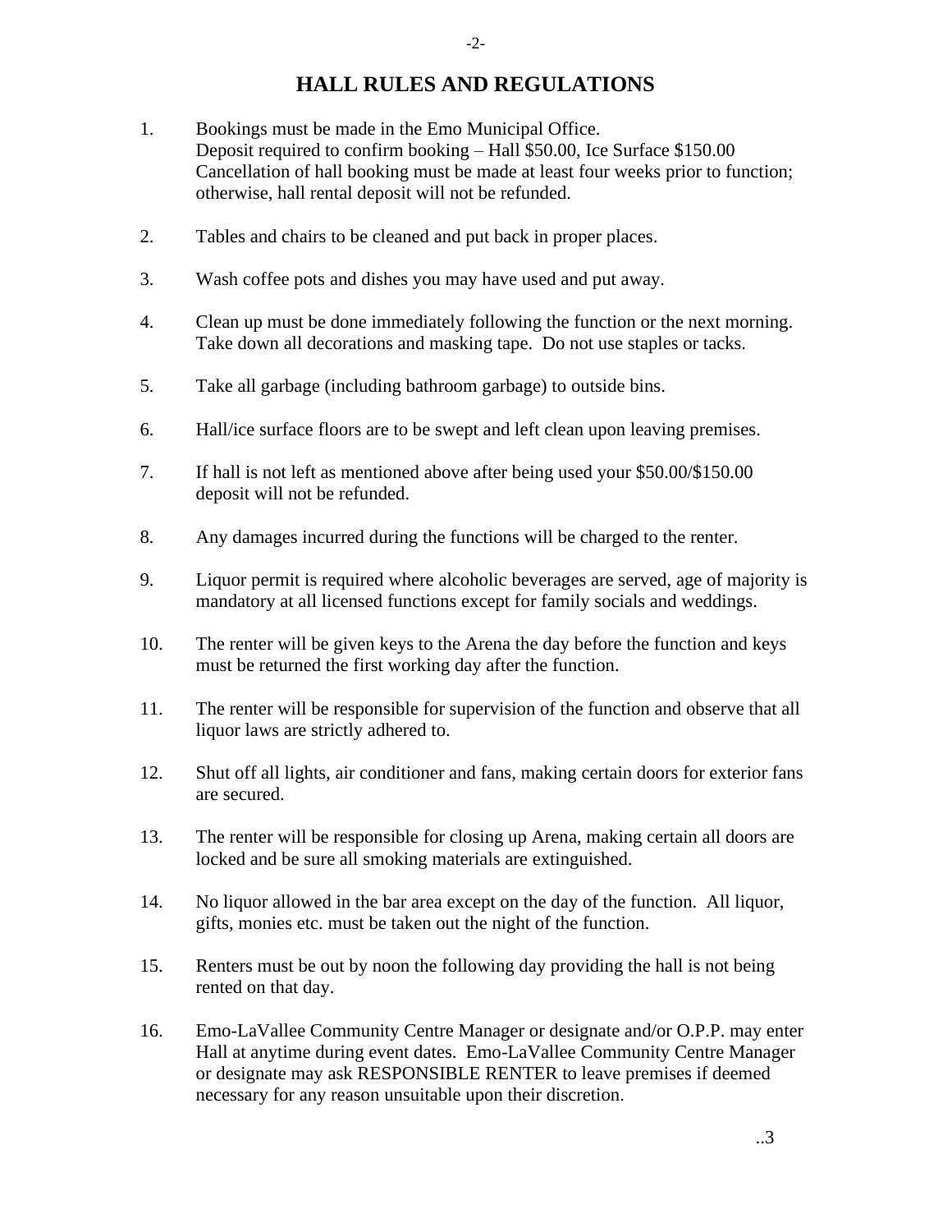# HALL RULES AND REGULATIONS

1. Bookings must be made in the Emo Municipal Office.
   Deposit required to confirm booking – Hall $50.00, Ice Surface $150.00
   Cancellation of hall booking must be made at least four weeks prior to function; otherwise, hall rental deposit will not be refunded.

2. Tables and chairs to be cleaned and put back in proper places.

3. Wash coffee pots and dishes you may have used and put away.

4. Clean up must be done immediately following the function or the next morning. Take down all decorations and masking tape. Do not use staples or tacks.

5. Take all garbage (including bathroom garbage) to outside bins.

6. Hall/ice surface floors are to be swept and left clean upon leaving premises.

7. If hall is not left as mentioned above after being used your $50.00/$150.00 deposit will not be refunded.

8. Any damages incurred during the functions will be charged to the renter.

9. Liquor permit is required where alcoholic beverages are served, age of majority is mandatory at all licensed functions except for family socials and weddings.

10. The renter will be given keys to the Arena the day before the function and keys must be returned the first working day after the function.

11. The renter will be responsible for supervision of the function and observe that all liquor laws are strictly adhered to.

12. Shut off all lights, air conditioner and fans, making certain doors for exterior fans are secured.

13. The renter will be responsible for closing up Arena, making certain all doors are locked and be sure all smoking materials are extinguished.

14. No liquor allowed in the bar area except on the day of the function. All liquor, gifts, monies etc. must be taken out the night of the function.

15. Renters must be out by noon the following day providing the hall is not being rented on that day.

16. Emo-LaVallee Community Centre Manager or designate and/or O.P.P. may enter Hall at anytime during event dates. Emo-LaVallee Community Centre Manager or designate may ask RESPONSIBLE RENTER to leave premises if deemed necessary for any reason unsuitable upon their discretion.

..3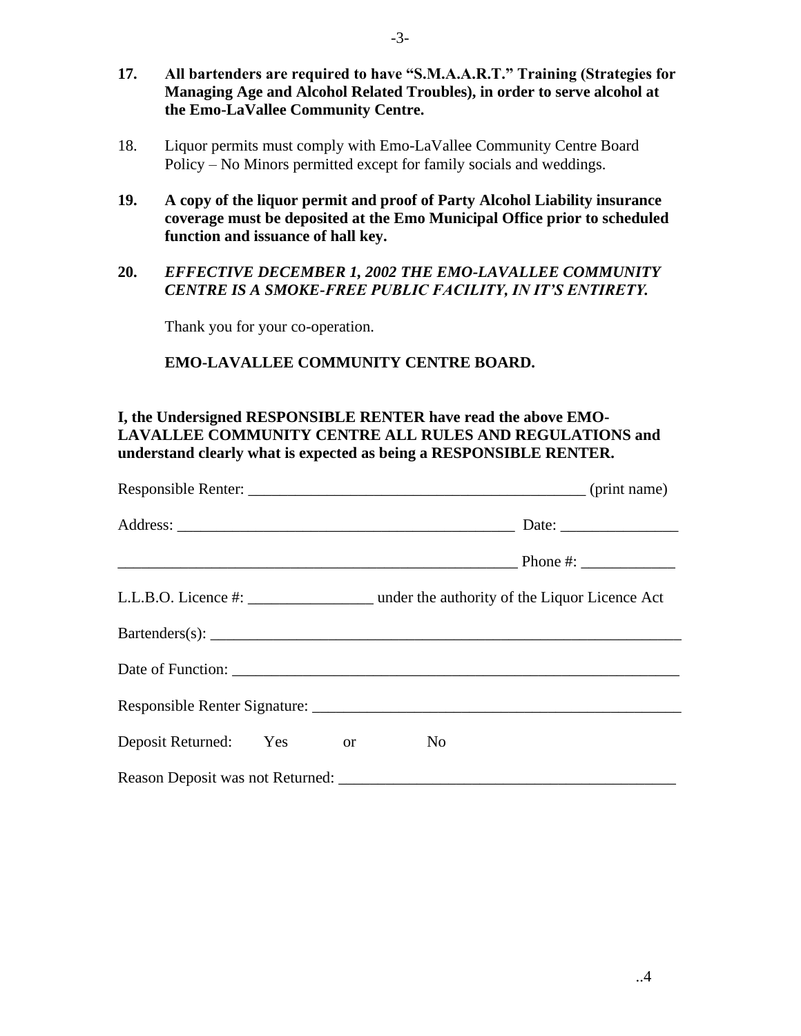**17. All bartenders are required to have "S.M.A.A.R.T." Training (Strategies for Managing Age and Alcohol Related Troubles), in order to serve alcohol at the Emo-LaVallee Community Centre.**

18. Liquor permits must comply with Emo-LaVallee Community Centre Board Policy – No Minors permitted except for family socials and weddings.

**19. A copy of the liquor permit and proof of Party Alcohol Liability insurance coverage must be deposited at the Emo Municipal Office prior to scheduled function and issuance of hall key.**

**20. *EFFECTIVE DECEMBER 1, 2002 THE EMO-LAVALLEE COMMUNITY CENTRE IS A SMOKE-FREE PUBLIC FACILITY, IN IT'S ENTIRETY.***

Thank you for your co-operation.

**EMO-LAVALLEE COMMUNITY CENTRE BOARD.**

**I, the Undersigned RESPONSIBLE RENTER have read the above EMO-LAVALLEE COMMUNITY CENTRE ALL RULES AND REGULATIONS and understand clearly what is expected as being a RESPONSIBLE RENTER.**

Responsible Renter: ____________________________________________ (print name)

Address: ___________________________________________ Date: _______________

_____________________________________________________ Phone #: ____________

L.L.B.O. Licence #: ________________ under the authority of the Liquor Licence Act

Bartenders(s): _______________________________________________________________

Date of Function: _____________________________________________________________

Responsible Renter Signature: __________________________________________________

Deposit Returned: Yes or No

Reason Deposit was not Returned: ___________________________________________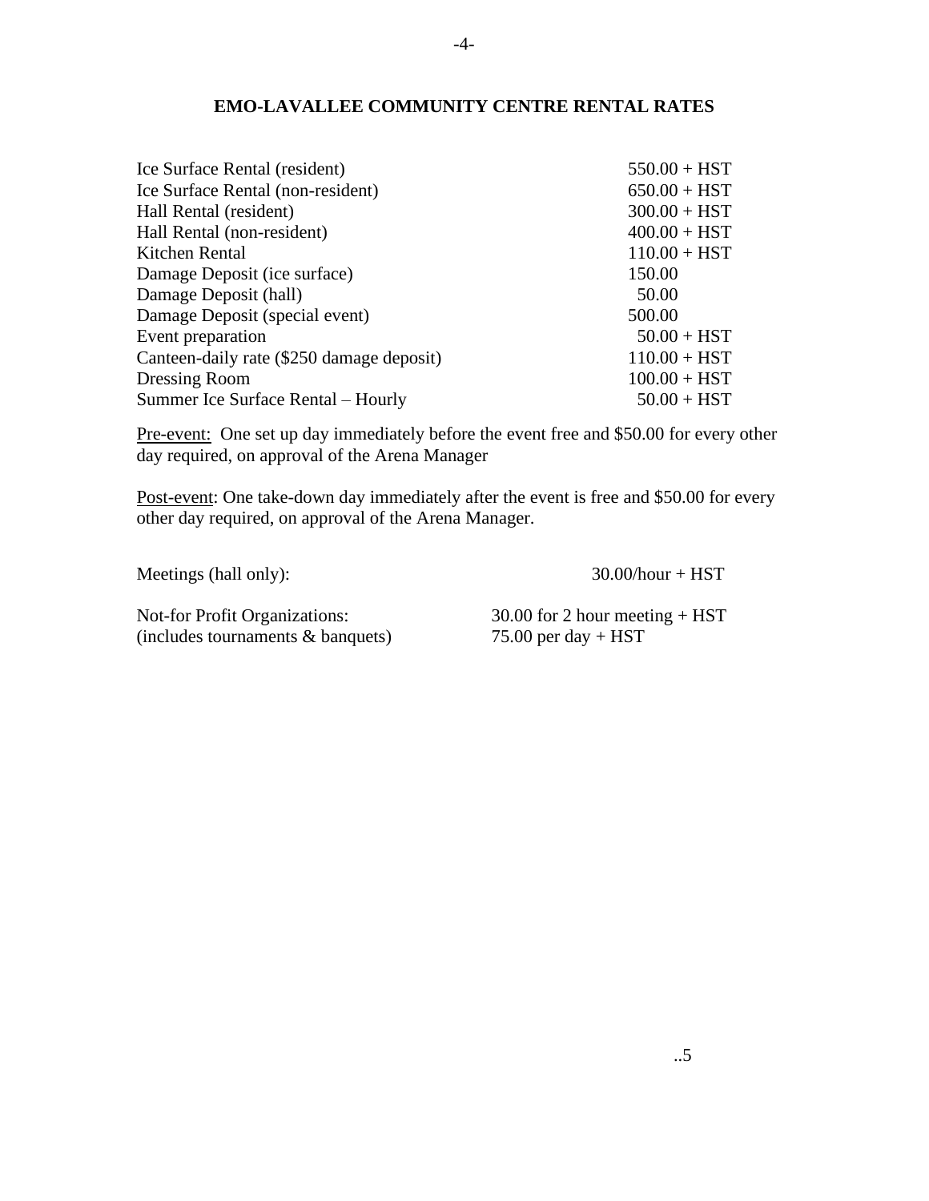## EMO-LAVALLEE COMMUNITY CENTRE RENTAL RATES

| | |
|---|---|
| Ice Surface Rental (resident) | 550.00 + HST |
| Ice Surface Rental (non-resident) | 650.00 + HST |
| Hall Rental (resident) | 300.00 + HST |
| Hall Rental (non-resident) | 400.00 + HST |
| Kitchen Rental | 110.00 + HST |
| Damage Deposit (ice surface) | 150.00 |
| Damage Deposit (hall) | 50.00 |
| Damage Deposit (special event) | 500.00 |
| Event preparation | 50.00 + HST |
| Canteen-daily rate ($250 damage deposit) | 110.00 + HST |
| Dressing Room | 100.00 + HST |
| Summer Ice Surface Rental – Hourly | 50.00 + HST |

Pre-event: One set up day immediately before the event free and $50.00 for every other day required, on approval of the Arena Manager

Post-event: One take-down day immediately after the event is free and $50.00 for every other day required, on approval of the Arena Manager.

| | |
|---|---|
| Meetings (hall only): | 30.00/hour + HST |
| Not-for Profit Organizations: | 30.00 for 2 hour meeting + HST |
| (includes tournaments & banquets) | 75.00 per day + HST |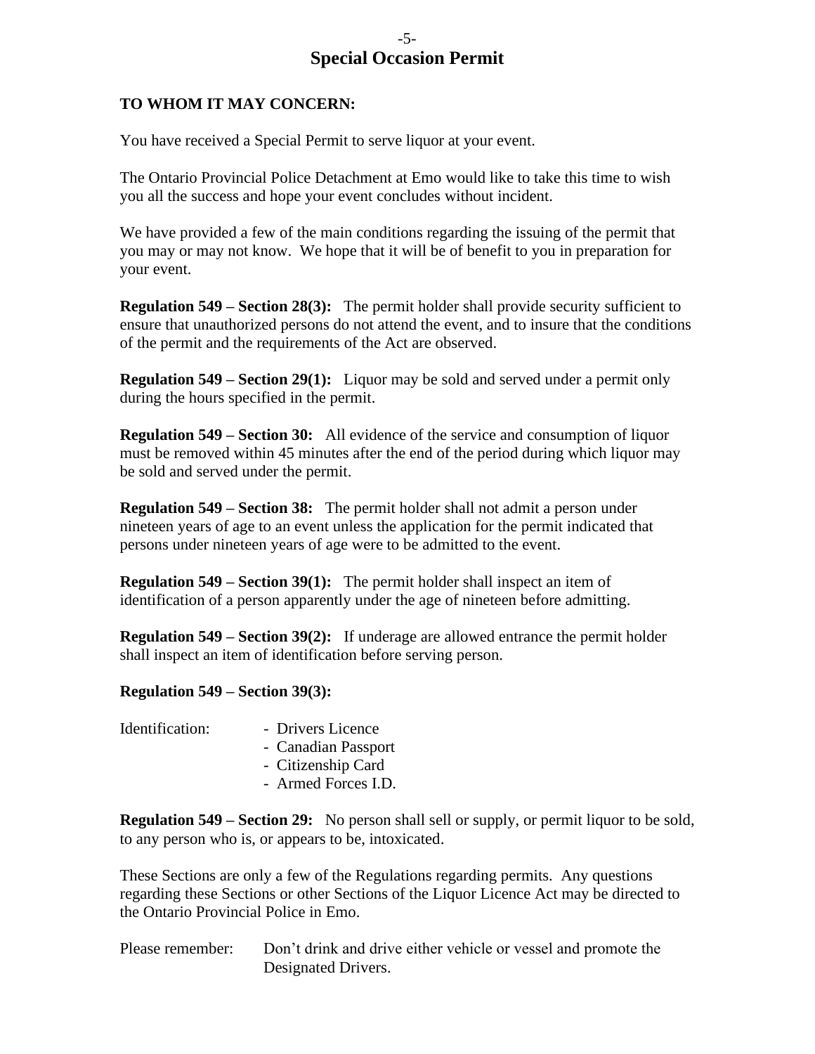# Special Occasion Permit

**TO WHOM IT MAY CONCERN:**

You have received a Special Permit to serve liquor at your event.

The Ontario Provincial Police Detachment at Emo would like to take this time to wish you all the success and hope your event concludes without incident.

We have provided a few of the main conditions regarding the issuing of the permit that you may or may not know. We hope that it will be of benefit to you in preparation for your event.

**Regulation 549 – Section 28(3):** The permit holder shall provide security sufficient to ensure that unauthorized persons do not attend the event, and to insure that the conditions of the permit and the requirements of the Act are observed.

**Regulation 549 – Section 29(1):** Liquor may be sold and served under a permit only during the hours specified in the permit.

**Regulation 549 – Section 30:** All evidence of the service and consumption of liquor must be removed within 45 minutes after the end of the period during which liquor may be sold and served under the permit.

**Regulation 549 – Section 38:** The permit holder shall not admit a person under nineteen years of age to an event unless the application for the permit indicated that persons under nineteen years of age were to be admitted to the event.

**Regulation 549 – Section 39(1):** The permit holder shall inspect an item of identification of a person apparently under the age of nineteen before admitting.

**Regulation 549 – Section 39(2):** If underage are allowed entrance the permit holder shall inspect an item of identification before serving person.

**Regulation 549 – Section 39(3):**

Identification:
- Drivers Licence
- Canadian Passport
- Citizenship Card
- Armed Forces I.D.

**Regulation 549 – Section 29:** No person shall sell or supply, or permit liquor to be sold, to any person who is, or appears to be, intoxicated.

These Sections are only a few of the Regulations regarding permits. Any questions regarding these Sections or other Sections of the Liquor Licence Act may be directed to the Ontario Provincial Police in Emo.

Please remember: Don't drink and drive either vehicle or vessel and promote the Designated Drivers.